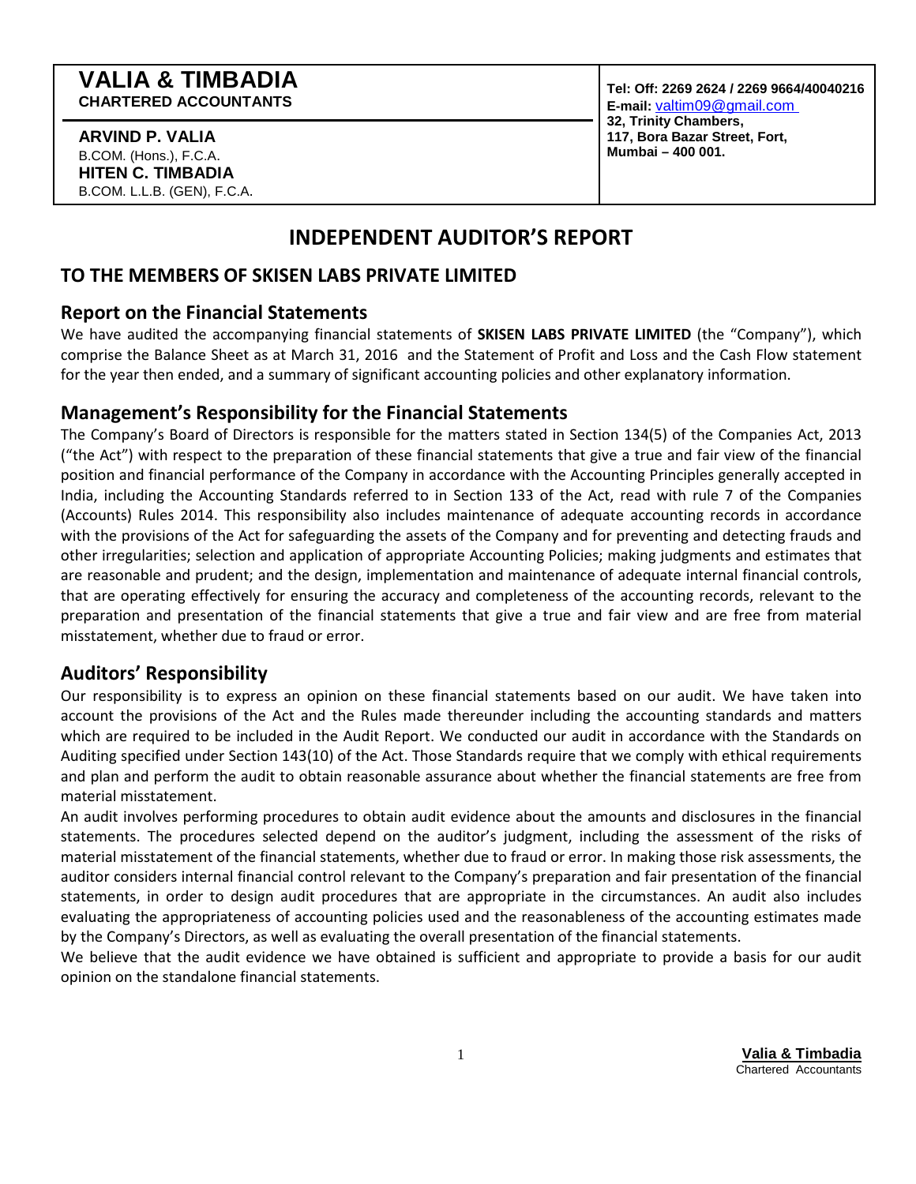# VALIA & TIMBADIA
**CHARTERED ACCOUNTANTS**

**ARVIND P. VALIA**
B.COM. (Hons.), F.C.A.
**HITEN C. TIMBADIA**
B.COM. L.L.B. (GEN), F.C.A.

**Tel: Off: 2269 2624 / 2269 9664/40040216**
**E-mail:** valtim09@gmail.com
**32, Trinity Chambers,**
**117, Bora Bazar Street, Fort,**
**Mumbai – 400 001.**

# INDEPENDENT AUDITOR'S REPORT

## TO THE MEMBERS OF SKISEN LABS PRIVATE LIMITED

## Report on the Financial Statements

We have audited the accompanying financial statements of **SKISEN LABS PRIVATE LIMITED** (the "Company"), which comprise the Balance Sheet as at March 31, 2016 and the Statement of Profit and Loss and the Cash Flow statement for the year then ended, and a summary of significant accounting policies and other explanatory information.

## Management's Responsibility for the Financial Statements

The Company's Board of Directors is responsible for the matters stated in Section 134(5) of the Companies Act, 2013 ("the Act") with respect to the preparation of these financial statements that give a true and fair view of the financial position and financial performance of the Company in accordance with the Accounting Principles generally accepted in India, including the Accounting Standards referred to in Section 133 of the Act, read with rule 7 of the Companies (Accounts) Rules 2014. This responsibility also includes maintenance of adequate accounting records in accordance with the provisions of the Act for safeguarding the assets of the Company and for preventing and detecting frauds and other irregularities; selection and application of appropriate Accounting Policies; making judgments and estimates that are reasonable and prudent; and the design, implementation and maintenance of adequate internal financial controls, that are operating effectively for ensuring the accuracy and completeness of the accounting records, relevant to the preparation and presentation of the financial statements that give a true and fair view and are free from material misstatement, whether due to fraud or error.

## Auditors' Responsibility

Our responsibility is to express an opinion on these financial statements based on our audit. We have taken into account the provisions of the Act and the Rules made thereunder including the accounting standards and matters which are required to be included in the Audit Report. We conducted our audit in accordance with the Standards on Auditing specified under Section 143(10) of the Act. Those Standards require that we comply with ethical requirements and plan and perform the audit to obtain reasonable assurance about whether the financial statements are free from material misstatement.

An audit involves performing procedures to obtain audit evidence about the amounts and disclosures in the financial statements. The procedures selected depend on the auditor's judgment, including the assessment of the risks of material misstatement of the financial statements, whether due to fraud or error. In making those risk assessments, the auditor considers internal financial control relevant to the Company's preparation and fair presentation of the financial statements, in order to design audit procedures that are appropriate in the circumstances. An audit also includes evaluating the appropriateness of accounting policies used and the reasonableness of the accounting estimates made by the Company's Directors, as well as evaluating the overall presentation of the financial statements.

We believe that the audit evidence we have obtained is sufficient and appropriate to provide a basis for our audit opinion on the standalone financial statements.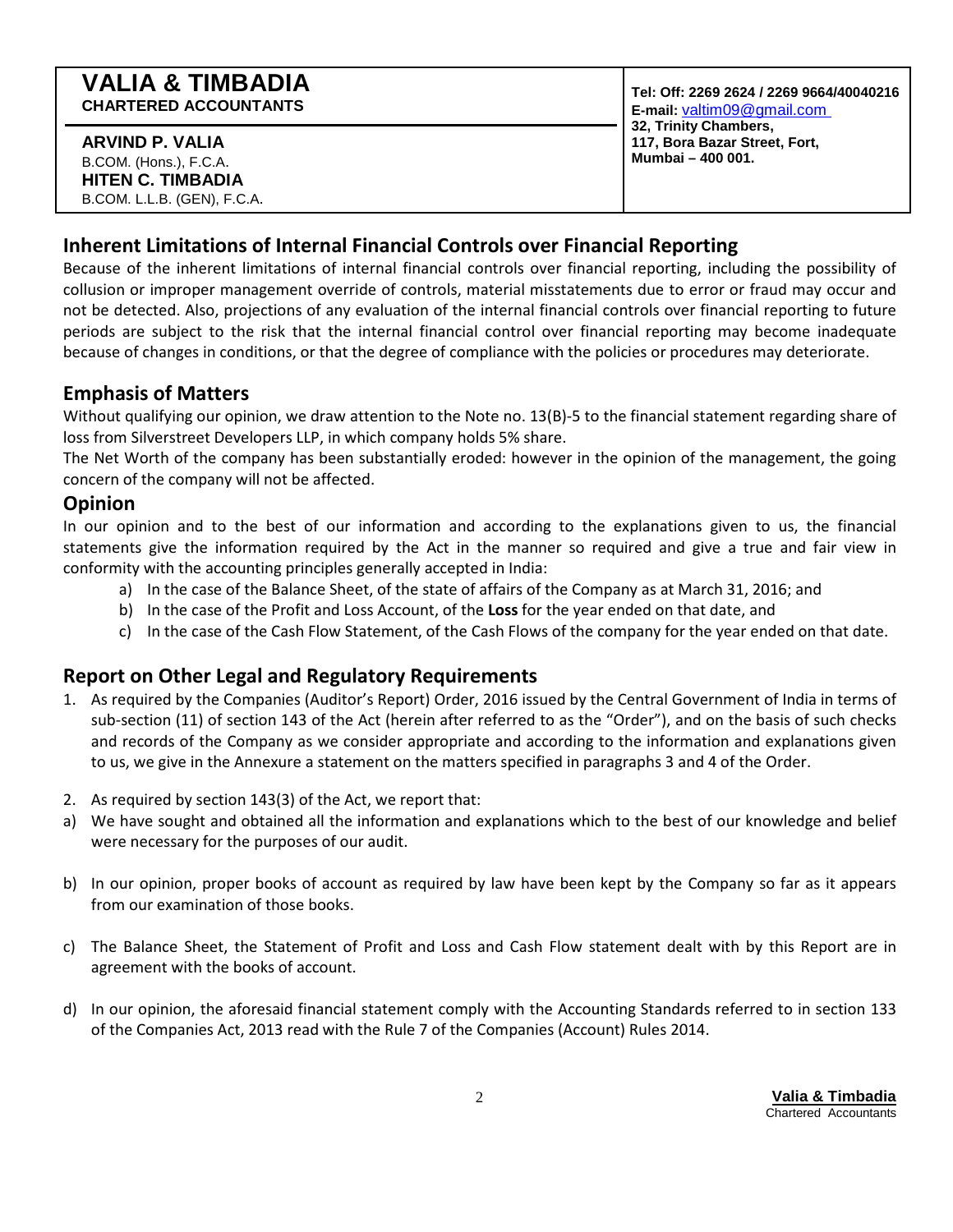## Inherent Limitations of Internal Financial Controls over Financial Reporting

Because of the inherent limitations of internal financial controls over financial reporting, including the possibility of collusion or improper management override of controls, material misstatements due to error or fraud may occur and not be detected. Also, projections of any evaluation of the internal financial controls over financial reporting to future periods are subject to the risk that the internal financial control over financial reporting may become inadequate because of changes in conditions, or that the degree of compliance with the policies or procedures may deteriorate.

## Emphasis of Matters

Without qualifying our opinion, we draw attention to the Note no. 13(B)-5 to the financial statement regarding share of loss from Silverstreet Developers LLP, in which company holds 5% share.

The Net Worth of the company has been substantially eroded: however in the opinion of the management, the going concern of the company will not be affected.

## Opinion

In our opinion and to the best of our information and according to the explanations given to us, the financial statements give the information required by the Act in the manner so required and give a true and fair view in conformity with the accounting principles generally accepted in India:

a) In the case of the Balance Sheet, of the state of affairs of the Company as at March 31, 2016; and
b) In the case of the Profit and Loss Account, of the **Loss** for the year ended on that date, and
c) In the case of the Cash Flow Statement, of the Cash Flows of the company for the year ended on that date.

## Report on Other Legal and Regulatory Requirements

1. As required by the Companies (Auditor's Report) Order, 2016 issued by the Central Government of India in terms of sub-section (11) of section 143 of the Act (herein after referred to as the "Order"), and on the basis of such checks and records of the Company as we consider appropriate and according to the information and explanations given to us, we give in the Annexure a statement on the matters specified in paragraphs 3 and 4 of the Order.

2. As required by section 143(3) of the Act, we report that:

a) We have sought and obtained all the information and explanations which to the best of our knowledge and belief were necessary for the purposes of our audit.

b) In our opinion, proper books of account as required by law have been kept by the Company so far as it appears from our examination of those books.

c) The Balance Sheet, the Statement of Profit and Loss and Cash Flow statement dealt with by this Report are in agreement with the books of account.

d) In our opinion, the aforesaid financial statement comply with the Accounting Standards referred to in section 133 of the Companies Act, 2013 read with the Rule 7 of the Companies (Account) Rules 2014.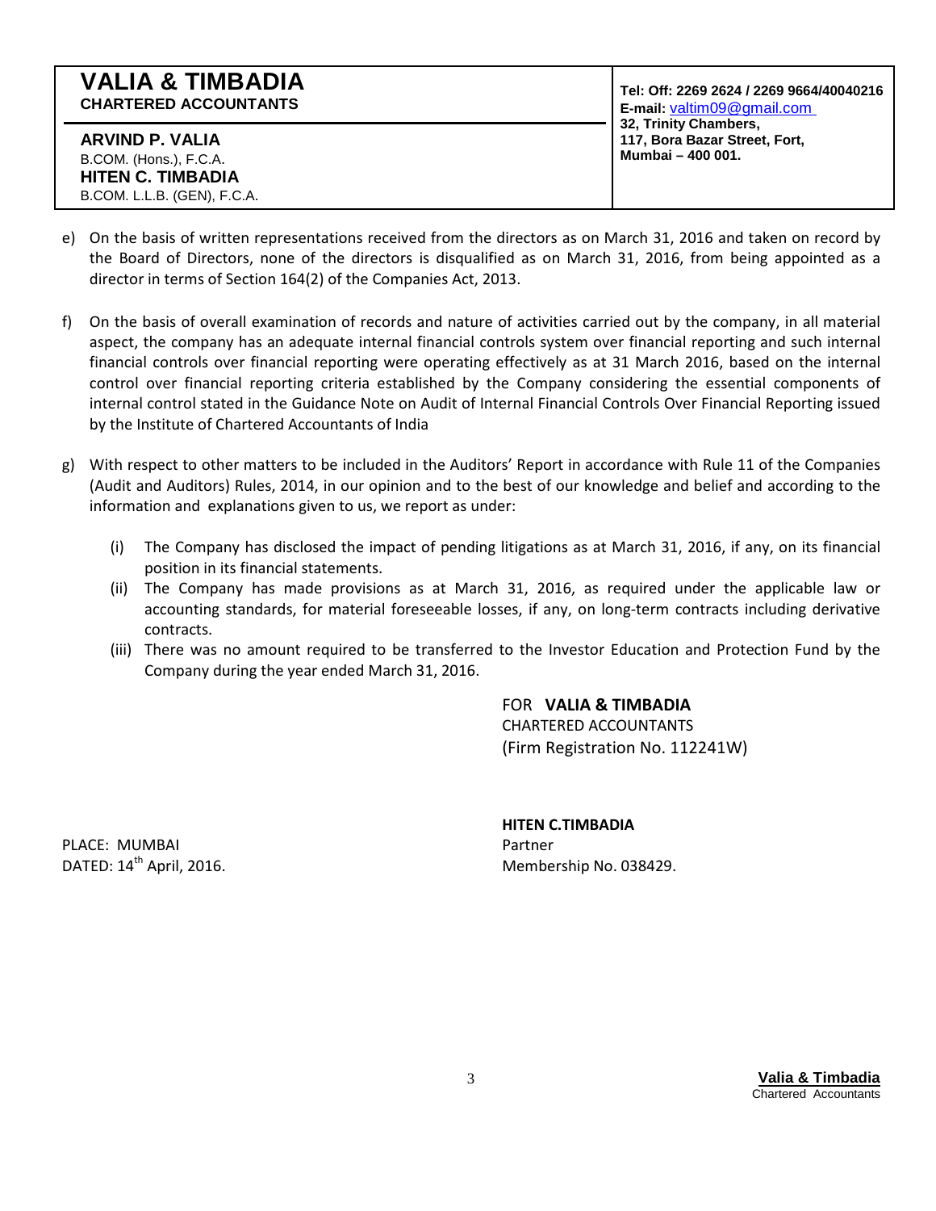e) On the basis of written representations received from the directors as on March 31, 2016 and taken on record by the Board of Directors, none of the directors is disqualified as on March 31, 2016, from being appointed as a director in terms of Section 164(2) of the Companies Act, 2013.

f) On the basis of overall examination of records and nature of activities carried out by the company, in all material aspect, the company has an adequate internal financial controls system over financial reporting and such internal financial controls over financial reporting were operating effectively as at 31 March 2016, based on the internal control over financial reporting criteria established by the Company considering the essential components of internal control stated in the Guidance Note on Audit of Internal Financial Controls Over Financial Reporting issued by the Institute of Chartered Accountants of India

g) With respect to other matters to be included in the Auditors' Report in accordance with Rule 11 of the Companies (Audit and Auditors) Rules, 2014, in our opinion and to the best of our knowledge and belief and according to the information and explanations given to us, we report as under:

   (i) The Company has disclosed the impact of pending litigations as at March 31, 2016, if any, on its financial position in its financial statements.
   (ii) The Company has made provisions as at March 31, 2016, as required under the applicable law or accounting standards, for material foreseeable losses, if any, on long-term contracts including derivative contracts.
   (iii) There was no amount required to be transferred to the Investor Education and Protection Fund by the Company during the year ended March 31, 2016.

FOR **VALIA & TIMBADIA**
CHARTERED ACCOUNTANTS
(Firm Registration No. 112241W)

**HITEN C.TIMBADIA**
Partner
Membership No. 038429.

PLACE: MUMBAI
DATED: 14th April, 2016.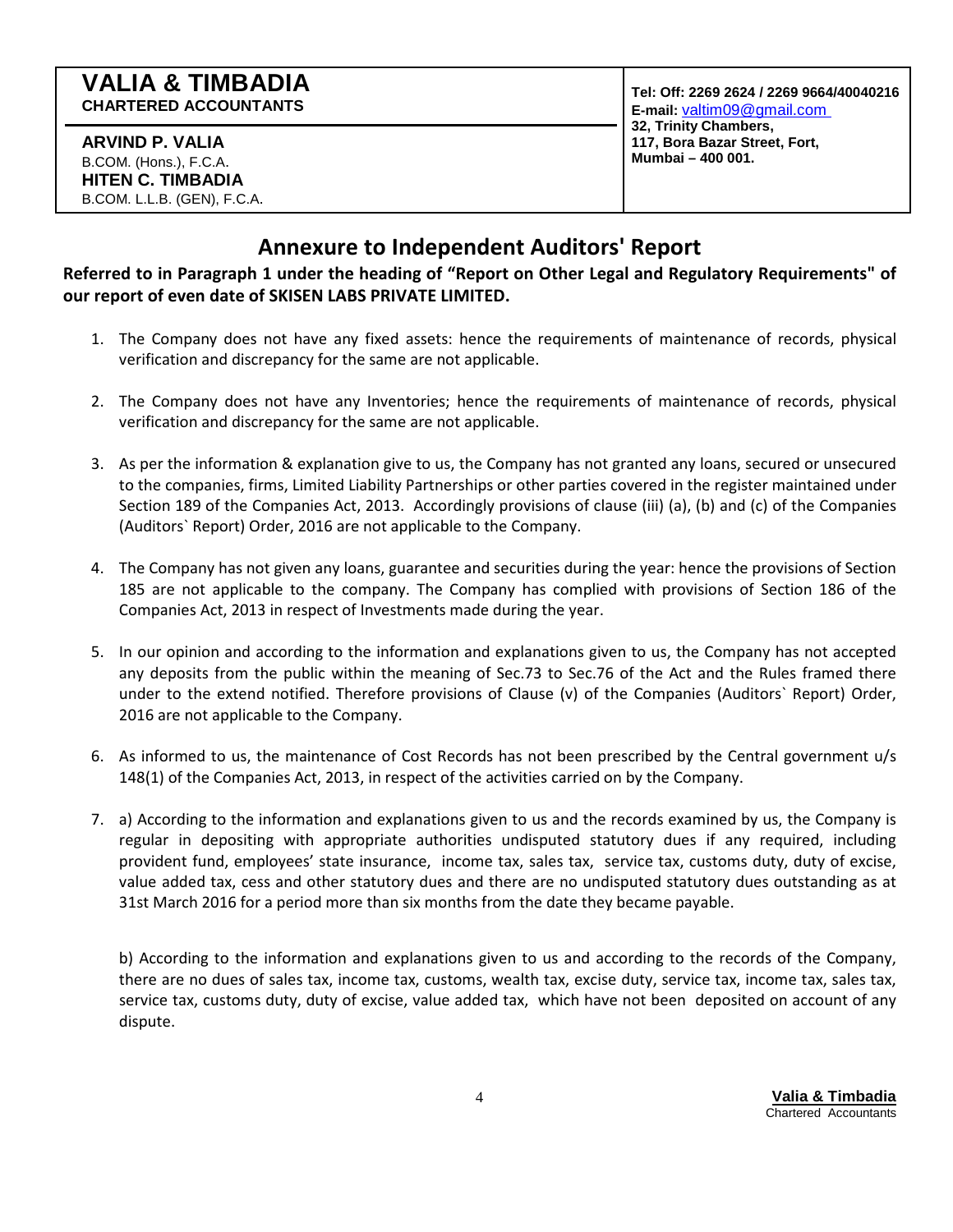**VALIA & TIMBADIA**
**CHARTERED ACCOUNTANTS**

**ARVIND P. VALIA**
B.COM. (Hons.), F.C.A.
**HITEN C. TIMBADIA**
B.COM. L.L.B. (GEN), F.C.A.

**Tel: Off: 2269 2624 / 2269 9664/40040216**
**E-mail:** valtim09@gmail.com
**32, Trinity Chambers,**
**117, Bora Bazar Street, Fort,**
**Mumbai – 400 001.**

# Annexure to Independent Auditors' Report

**Referred to in Paragraph 1 under the heading of "Report on Other Legal and Regulatory Requirements" of our report of even date of SKISEN LABS PRIVATE LIMITED.**

1. The Company does not have any fixed assets: hence the requirements of maintenance of records, physical verification and discrepancy for the same are not applicable.

2. The Company does not have any Inventories; hence the requirements of maintenance of records, physical verification and discrepancy for the same are not applicable.

3. As per the information & explanation give to us, the Company has not granted any loans, secured or unsecured to the companies, firms, Limited Liability Partnerships or other parties covered in the register maintained under Section 189 of the Companies Act, 2013. Accordingly provisions of clause (iii) (a), (b) and (c) of the Companies (Auditors` Report) Order, 2016 are not applicable to the Company.

4. The Company has not given any loans, guarantee and securities during the year: hence the provisions of Section 185 are not applicable to the company. The Company has complied with provisions of Section 186 of the Companies Act, 2013 in respect of Investments made during the year.

5. In our opinion and according to the information and explanations given to us, the Company has not accepted any deposits from the public within the meaning of Sec.73 to Sec.76 of the Act and the Rules framed there under to the extend notified. Therefore provisions of Clause (v) of the Companies (Auditors` Report) Order, 2016 are not applicable to the Company.

6. As informed to us, the maintenance of Cost Records has not been prescribed by the Central government u/s 148(1) of the Companies Act, 2013, in respect of the activities carried on by the Company.

7. a) According to the information and explanations given to us and the records examined by us, the Company is regular in depositing with appropriate authorities undisputed statutory dues if any required, including provident fund, employees' state insurance, income tax, sales tax, service tax, customs duty, duty of excise, value added tax, cess and other statutory dues and there are no undisputed statutory dues outstanding as at 31st March 2016 for a period more than six months from the date they became payable.

   b) According to the information and explanations given to us and according to the records of the Company, there are no dues of sales tax, income tax, customs, wealth tax, excise duty, service tax, income tax, sales tax, service tax, customs duty, duty of excise, value added tax, which have not been deposited on account of any dispute.

**Valia & Timbadia**
Chartered Accountants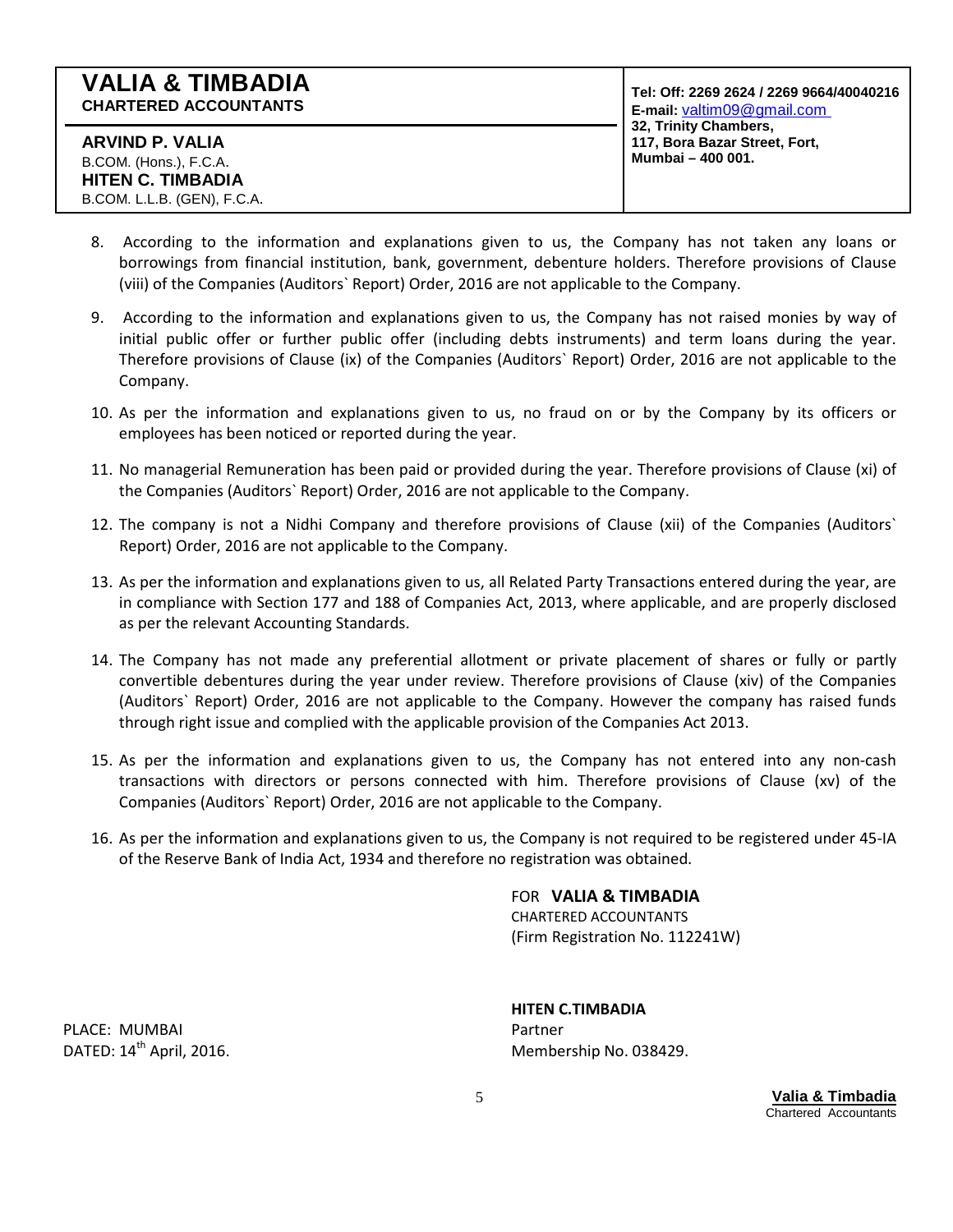8. According to the information and explanations given to us, the Company has not taken any loans or borrowings from financial institution, bank, government, debenture holders. Therefore provisions of Clause (viii) of the Companies (Auditors` Report) Order, 2016 are not applicable to the Company.

9. According to the information and explanations given to us, the Company has not raised monies by way of initial public offer or further public offer (including debts instruments) and term loans during the year. Therefore provisions of Clause (ix) of the Companies (Auditors` Report) Order, 2016 are not applicable to the Company.

10. As per the information and explanations given to us, no fraud on or by the Company by its officers or employees has been noticed or reported during the year.

11. No managerial Remuneration has been paid or provided during the year. Therefore provisions of Clause (xi) of the Companies (Auditors` Report) Order, 2016 are not applicable to the Company.

12. The company is not a Nidhi Company and therefore provisions of Clause (xii) of the Companies (Auditors` Report) Order, 2016 are not applicable to the Company.

13. As per the information and explanations given to us, all Related Party Transactions entered during the year, are in compliance with Section 177 and 188 of Companies Act, 2013, where applicable, and are properly disclosed as per the relevant Accounting Standards.

14. The Company has not made any preferential allotment or private placement of shares or fully or partly convertible debentures during the year under review. Therefore provisions of Clause (xiv) of the Companies (Auditors` Report) Order, 2016 are not applicable to the Company. However the company has raised funds through right issue and complied with the applicable provision of the Companies Act 2013.

15. As per the information and explanations given to us, the Company has not entered into any non-cash transactions with directors or persons connected with him. Therefore provisions of Clause (xv) of the Companies (Auditors` Report) Order, 2016 are not applicable to the Company.

16. As per the information and explanations given to us, the Company is not required to be registered under 45-IA of the Reserve Bank of India Act, 1934 and therefore no registration was obtained.

FOR **VALIA & TIMBADIA**
CHARTERED ACCOUNTANTS
(Firm Registration No. 112241W)

**HITEN C.TIMBADIA**
Partner
Membership No. 038429.

PLACE: MUMBAI
DATED: 14th April, 2016.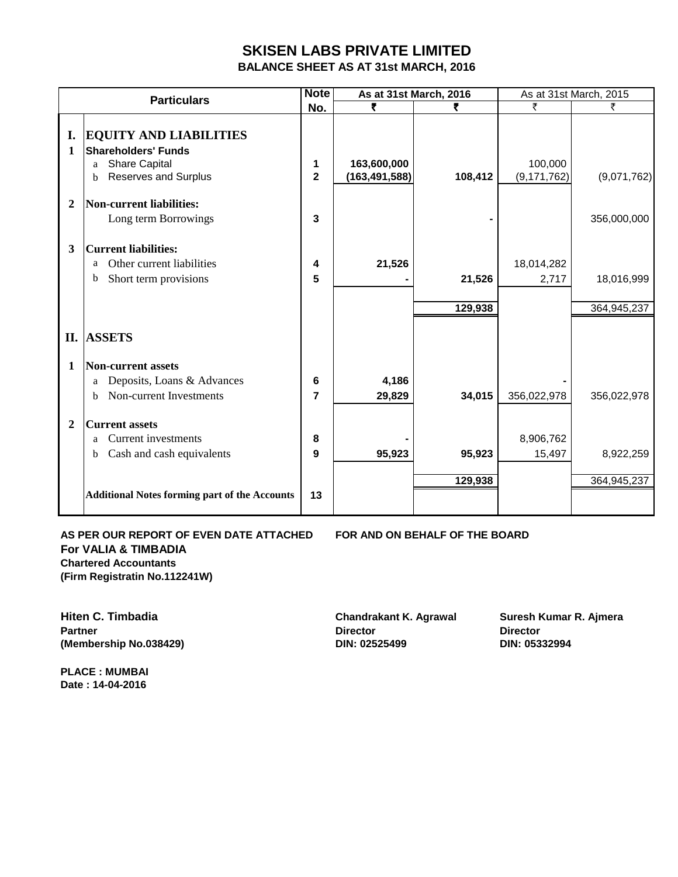# SKISEN LABS PRIVATE LIMITED

## BALANCE SHEET AS AT 31st MARCH, 2016

| | Particulars | Note No. | As at 31st March, 2016 ₹ | ₹ | As at 31st March, 2015 ₹ | ₹ |
|---|---|---|---|---|---|---|
| **I.** | **EQUITY AND LIABILITIES** | | | | | |
| **1** | **Shareholders' Funds** | | | | | |
| | a Share Capital | **1** | **163,600,000** | | 100,000 | |
| | b Reserves and Surplus | **2** | **(163,491,588)** | **108,412** | (9,171,762) | (9,071,762) |
| **2** | **Non-current liabilities:** | | | | | |
| | Long term Borrowings | **3** | | **-** | | 356,000,000 |
| **3** | **Current liabilities:** | | | | | |
| | a Other current liabilities | **4** | **21,526** | | 18,014,282 | |
| | b Short term provisions | **5** | **-** | **21,526** | 2,717 | 18,016,999 |
| | | | | **129,938** | | 364,945,237 |
| **II.** | **ASSETS** | | | | | |
| **1** | **Non-current assets** | | | | | |
| | a Deposits, Loans & Advances | **6** | **4,186** | | - | |
| | b Non-current Investments | **7** | **29,829** | **34,015** | 356,022,978 | 356,022,978 |
| **2** | **Current assets** | | | | | |
| | a Current investments | **8** | **-** | | 8,906,762 | |
| | b Cash and cash equivalents | **9** | **95,923** | **95,923** | 15,497 | 8,922,259 |
| | | | | **129,938** | | 364,945,237 |
| | **Additional Notes forming part of the Accounts** | **13** | | | | |

**AS PER OUR REPORT OF EVEN DATE ATTACHED**
**For VALIA & TIMBADIA**
**Chartered Accountants**
**(Firm Registratin No.112241W)**

**FOR AND ON BEHALF OF THE BOARD**

**Hiten C. Timbadia**
**Partner**
**(Membership No.038429)**

**Chandrakant K. Agrawal**
**Director**
**DIN: 02525499**

**Suresh Kumar R. Ajmera**
**Director**
**DIN: 05332994**

**PLACE : MUMBAI**
**Date : 14-04-2016**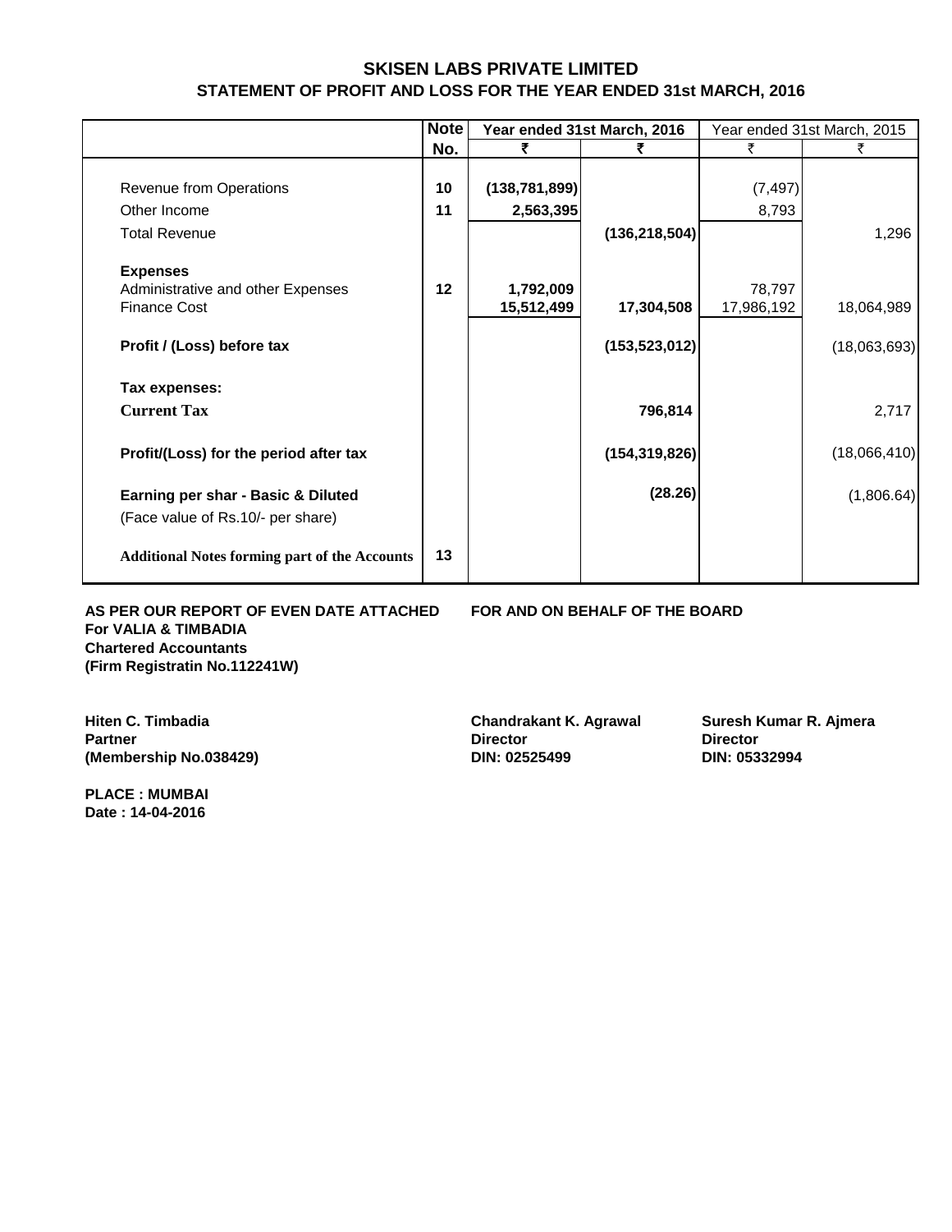# SKISEN LABS PRIVATE LIMITED

## STATEMENT OF PROFIT AND LOSS FOR THE YEAR ENDED 31st MARCH, 2016

| | Note No. | Year ended 31st March, 2016 | | Year ended 31st March, 2015 | |
|---|---|---|---|---|---|
| | | ₹ | ₹ | ₹ | ₹ |
| Revenue from Operations | 10 | **(138,781,899)** | | (7,497) | |
| Other Income | 11 | **2,563,395** | | 8,793 | |
| Total Revenue | | | **(136,218,504)** | | 1,296 |
| **Expenses** | | | | | |
| Administrative and other Expenses | 12 | **1,792,009** | | 78,797 | |
| Finance Cost | | **15,512,499** | **17,304,508** | 17,986,192 | 18,064,989 |
| **Profit / (Loss) before tax** | | | **(153,523,012)** | | (18,063,693) |
| **Tax expenses:** | | | | | |
| **Current Tax** | | | **796,814** | | 2,717 |
| **Profit/(Loss) for the period after tax** | | | **(154,319,826)** | | (18,066,410) |
| **Earning per shar - Basic & Diluted** | | | **(28.26)** | | (1,806.64) |
| (Face value of Rs.10/- per share) | | | | | |
| **Additional Notes forming part of the Accounts** | 13 | | | | |

**AS PER OUR REPORT OF EVEN DATE ATTACHED**
**For VALIA & TIMBADIA**
**Chartered Accountants**
**(Firm Registratin No.112241W)**

**FOR AND ON BEHALF OF THE BOARD**

**Hiten C. Timbadia**
**Partner**
**(Membership No.038429)**

**Chandrakant K. Agrawal**
**Director**
**DIN: 02525499**

**Suresh Kumar R. Ajmera**
**Director**
**DIN: 05332994**

**PLACE : MUMBAI**
**Date : 14-04-2016**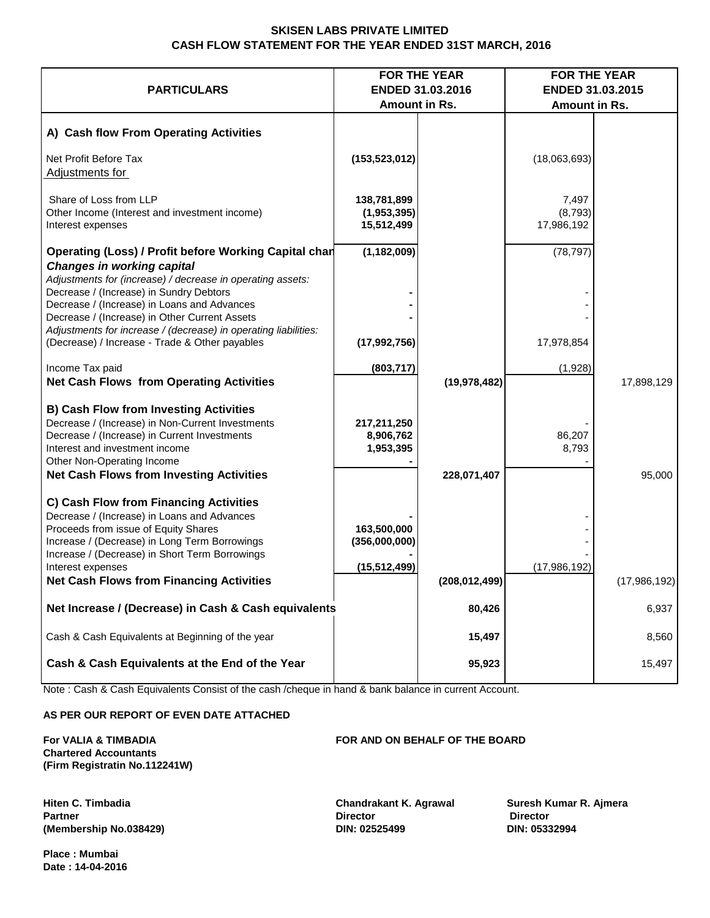# SKISEN LABS PRIVATE LIMITED

## CASH FLOW STATEMENT FOR THE YEAR ENDED 31ST MARCH, 2016

| PARTICULARS | FOR THE YEAR ENDED 31.03.2016 Amount in Rs. | | FOR THE YEAR ENDED 31.03.2015 Amount in Rs. | |
|---|---|---|---|---|
| **A) Cash flow From Operating Activities** | | | | |
| Net Profit Before Tax | **(153,523,012)** | | (18,063,693) | |
| Adjustments for | | | | |
| Share of Loss from LLP | **138,781,899** | | 7,497 | |
| Other Income (Interest and investment income) | **(1,953,395)** | | (8,793) | |
| Interest expenses | **15,512,499** | | 17,986,192 | |
| **Operating (Loss) / Profit before Working Capital chan** | **(1,182,009)** | | (78,797) | |
| ***Changes in working capital*** | | | | |
| *Adjustments for (increase) / decrease in operating assets:* | | | | |
| Decrease / (Increase) in Sundry Debtors | **-** | | - | |
| Decrease / (Increase) in Loans and Advances | **-** | | - | |
| Decrease / (Increase) in Other Current Assets | **-** | | - | |
| *Adjustments for increase / (decrease) in operating liabilities:* | | | | |
| (Decrease) / Increase - Trade & Other payables | **(17,992,756)** | | 17,978,854 | |
| Income Tax paid | **(803,717)** | | (1,928) | |
| **Net Cash Flows from Operating Activities** | | **(19,978,482)** | | 17,898,129 |
| **B) Cash Flow from Investing Activities** | | | | |
| Decrease / (Increase) in Non-Current Investments | **217,211,250** | | - | |
| Decrease / (Increase) in Current Investments | **8,906,762** | | 86,207 | |
| Interest and investment income | **1,953,395** | | 8,793 | |
| Other Non-Operating Income | **-** | | - | |
| **Net Cash Flows from Investing Activities** | | **228,071,407** | | 95,000 |
| **C) Cash Flow from Financing Activities** | | | | |
| Decrease / (Increase) in Loans and Advances | **-** | | - | |
| Proceeds from issue of Equity Shares | **163,500,000** | | - | |
| Increase / (Decrease) in Long Term Borrowings | **(356,000,000)** | | - | |
| Increase / (Decrease) in Short Term Borrowings | **-** | | - | |
| Interest expenses | **(15,512,499)** | | (17,986,192) | |
| **Net Cash Flows from Financing Activities** | | **(208,012,499)** | | (17,986,192) |
| **Net Increase / (Decrease) in Cash & Cash equivalents** | | **80,426** | | 6,937 |
| Cash & Cash Equivalents at Beginning of the year | | **15,497** | | 8,560 |
| **Cash & Cash Equivalents at the End of the Year** | | **95,923** | | 15,497 |

Note : Cash & Cash Equivalents Consist of the cash /cheque in hand & bank balance in current Account.

**AS PER OUR REPORT OF EVEN DATE ATTACHED**

**For VALIA & TIMBADIA**
**Chartered Accountants**
**(Firm Registratin No.112241W)**

**FOR AND ON BEHALF OF THE BOARD**

**Hiten C. Timbadia**
**Partner**
**(Membership No.038429)**

**Chandrakant K. Agrawal**
**Director**
**DIN: 02525499**

**Suresh Kumar R. Ajmera**
**Director**
**DIN: 05332994**

**Place : Mumbai**
**Date : 14-04-2016**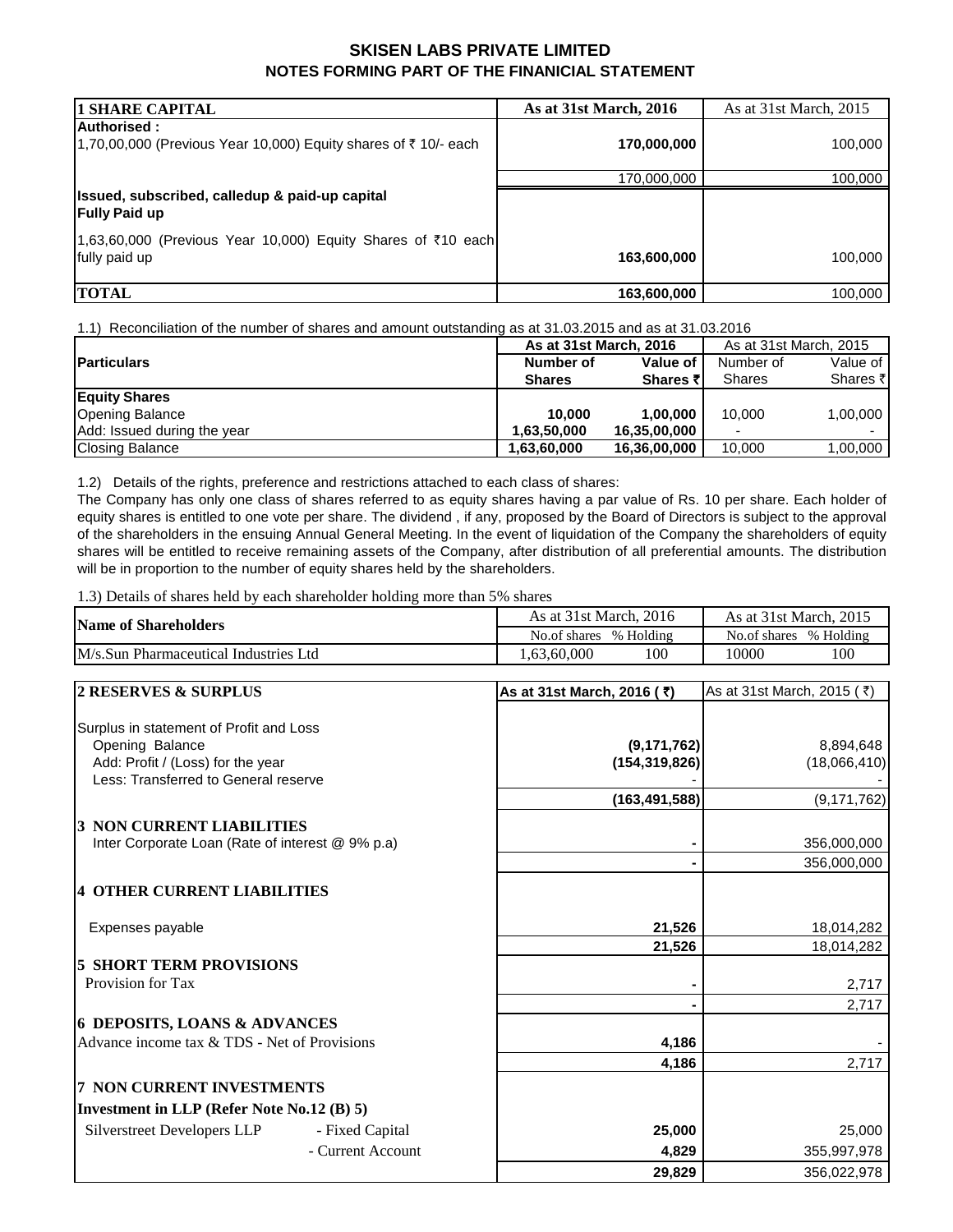# SKISEN LABS PRIVATE LIMITED

## NOTES FORMING PART OF THE FINANICIAL STATEMENT

| 1 SHARE CAPITAL | As at 31st March, 2016 | As at 31st March, 2015 |
|---|---|---|
| **Authorised :** | | |
| 1,70,00,000 (Previous Year 10,000) Equity shares of ₹ 10/- each | **170,000,000** | 100,000 |
| | 170,000,000 | 100,000 |
| **Issued, subscribed, calledup & paid-up capital** | | |
| **Fully Paid up** | | |
| 1,63,60,000 (Previous Year 10,000) Equity Shares of ₹10 each fully paid up | **163,600,000** | 100,000 |
| **TOTAL** | **163,600,000** | 100,000 |

1.1) Reconciliation of the number of shares and amount outstanding as at 31.03.2015 and as at 31.03.2016

| Particulars | As at 31st March, 2016 | | As at 31st March, 2015 | |
|---|---|---|---|---|
| | Number of Shares | Value of Shares ₹ | Number of Shares | Value of Shares ₹ |
| **Equity Shares** | | | | |
| Opening Balance | **10,000** | **1,00,000** | 10,000 | 1,00,000 |
| Add: Issued during the year | **1,63,50,000** | **16,35,00,000** | - | - |
| Closing Balance | **1,63,60,000** | **16,36,00,000** | 10,000 | 1,00,000 |

1.2) Details of the rights, preference and restrictions attached to each class of shares:

The Company has only one class of shares referred to as equity shares having a par value of Rs. 10 per share. Each holder of equity shares is entitled to one vote per share. The dividend , if any, proposed by the Board of Directors is subject to the approval of the shareholders in the ensuing Annual General Meeting. In the event of liquidation of the Company the shareholders of equity shares will be entitled to receive remaining assets of the Company, after distribution of all preferential amounts. The distribution will be in proportion to the number of equity shares held by the shareholders.

1.3) Details of shares held by each shareholder holding more than 5% shares

| Name of Shareholders | As at 31st March, 2016 | | As at 31st March, 2015 | |
|---|---|---|---|---|
| | No.of shares | % Holding | No.of shares | % Holding |
| M/s.Sun Pharmaceutical Industries Ltd | 1,63,60,000 | 100 | 10000 | 100 |

| 2 RESERVES & SURPLUS | As at 31st March, 2016 ( ₹) | As at 31st March, 2015 ( ₹) |
|---|---|---|
| Surplus in statement of Profit and Loss | | |
| Opening Balance | **(9,171,762)** | 8,894,648 |
| Add: Profit / (Loss) for the year | **(154,319,826)** | (18,066,410) |
| Less: Transferred to General reserve | - | - |
| | **(163,491,588)** | (9,171,762) |
| **3 NON CURRENT LIABILITIES** | | |
| Inter Corporate Loan (Rate of interest @ 9% p.a) | **-** | 356,000,000 |
| | **-** | 356,000,000 |
| **4 OTHER CURRENT LIABILITIES** | | |
| Expenses payable | **21,526** | 18,014,282 |
| | **21,526** | 18,014,282 |
| **5 SHORT TERM PROVISIONS** | | |
| Provision for Tax | **-** | 2,717 |
| | **-** | 2,717 |
| **6 DEPOSITS, LOANS & ADVANCES** | | |
| Advance income tax & TDS - Net of Provisions | **4,186** | - |
| | **4,186** | 2,717 |
| **7 NON CURRENT INVESTMENTS** | | |
| **Investment in LLP (Refer Note No.12 (B) 5)** | | |
| Silverstreet Developers LLP - Fixed Capital | **25,000** | 25,000 |
| - Current Account | **4,829** | 355,997,978 |
| | **29,829** | 356,022,978 |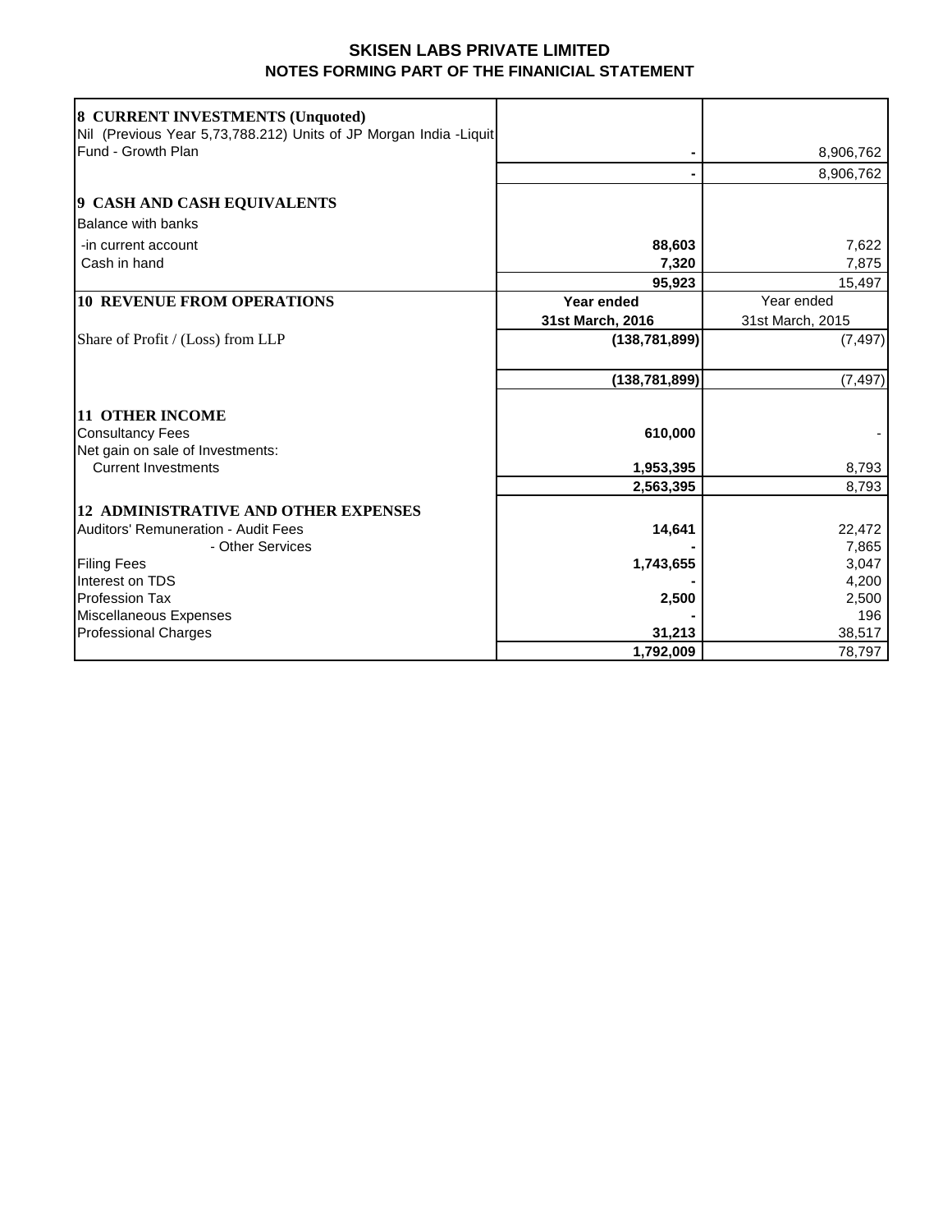## SKISEN LABS PRIVATE LIMITED
## NOTES FORMING PART OF THE FINANICIAL STATEMENT

| | | |
|---|---|---|
| **8 CURRENT INVESTMENTS (Unquoted)** | | |
| Nil (Previous Year 5,73,788.212) Units of JP Morgan India -Liquit Fund - Growth Plan | **-** | 8,906,762 |
| | **-** | 8,906,762 |
| **9 CASH AND CASH EQUIVALENTS** | | |
| Balance with banks | | |
| -in current account | **88,603** | 7,622 |
| Cash in hand | **7,320** | 7,875 |
| | **95,923** | 15,497 |
| **10 REVENUE FROM OPERATIONS** | **Year ended 31st March, 2016** | Year ended 31st March, 2015 |
| Share of Profit / (Loss) from LLP | **(138,781,899)** | (7,497) |
| | **(138,781,899)** | (7,497) |
| **11 OTHER INCOME** | | |
| Consultancy Fees | **610,000** | - |
| Net gain on sale of Investments: | | |
| Current Investments | **1,953,395** | 8,793 |
| | **2,563,395** | 8,793 |
| **12 ADMINISTRATIVE AND OTHER EXPENSES** | | |
| Auditors' Remuneration - Audit Fees | **14,641** | 22,472 |
| - Other Services | **-** | 7,865 |
| Filing Fees | **1,743,655** | 3,047 |
| Interest on TDS | **-** | 4,200 |
| Profession Tax | **2,500** | 2,500 |
| Miscellaneous Expenses | **-** | 196 |
| Professional Charges | **31,213** | 38,517 |
| | **1,792,009** | 78,797 |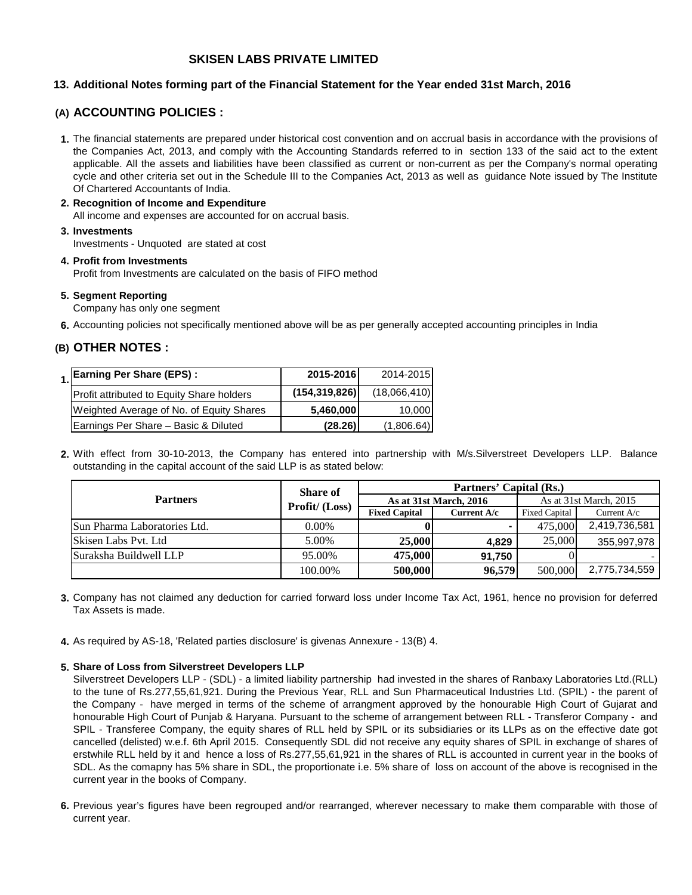# SKISEN LABS PRIVATE LIMITED

## 13. Additional Notes forming part of the Financial Statement for the Year ended 31st March, 2016

### (A) ACCOUNTING POLICIES :

1. The financial statements are prepared under historical cost convention and on accrual basis in accordance with the provisions of the Companies Act, 2013, and comply with the Accounting Standards referred to in section 133 of the said act to the extent applicable. All the assets and liabilities have been classified as current or non-current as per the Company's normal operating cycle and other criteria set out in the Schedule III to the Companies Act, 2013 as well as guidance Note issued by The Institute Of Chartered Accountants of India.

2. **Recognition of Income and Expenditure**
   All income and expenses are accounted for on accrual basis.

3. **Investments**
   Investments - Unquoted are stated at cost

4. **Profit from Investments**
   Profit from Investments are calculated on the basis of FIFO method

5. **Segment Reporting**
   Company has only one segment

6. Accounting policies not specifically mentioned above will be as per generally accepted accounting principles in India

### (B) OTHER NOTES :

1.

| **Earning Per Share (EPS) :** | **2015-2016** | 2014-2015 |
|---|---|---|
| Profit attributed to Equity Share holders | **(154,319,826)** | (18,066,410) |
| Weighted Average of No. of Equity Shares | **5,460,000** | 10,000 |
| Earnings Per Share – Basic & Diluted | **(28.26)** | (1,806.64) |

2. With effect from 30-10-2013, the Company has entered into partnership with M/s.Silverstreet Developers LLP. Balance outstanding in the capital account of the said LLP is as stated below:

| **Partners** | **Share of Profit/ (Loss)** | **Partners' Capital (Rs.)** | | | |
|---|---|---|---|---|---|
| | | **As at 31st March, 2016** | | As at 31st March, 2015 | |
| | | **Fixed Capital** | **Current A/c** | Fixed Capital | Current A/c |
| Sun Pharma Laboratories Ltd. | 0.00% | **0** | **-** | 475,000 | 2,419,736,581 |
| Skisen Labs Pvt. Ltd | 5.00% | **25,000** | **4,829** | 25,000 | 355,997,978 |
| Suraksha Buildwell LLP | 95.00% | **475,000** | **91,750** | 0 | - |
| | 100.00% | **500,000** | **96,579** | 500,000 | 2,775,734,559 |

3. Company has not claimed any deduction for carried forward loss under Income Tax Act, 1961, hence no provision for deferred Tax Assets is made.

4. As required by AS-18, 'Related parties disclosure' is givenas Annexure - 13(B) 4.

5. **Share of Loss from Silverstreet Developers LLP**
   Silverstreet Developers LLP - (SDL) - a limited liability partnership had invested in the shares of Ranbaxy Laboratories Ltd.(RLL) to the tune of Rs.277,55,61,921. During the Previous Year, RLL and Sun Pharmaceutical Industries Ltd. (SPIL) - the parent of the Company - have merged in terms of the scheme of arrangment approved by the honourable High Court of Gujarat and honourable High Court of Punjab & Haryana. Pursuant to the scheme of arrangement between RLL - Transferor Company - and SPIL - Transferee Company, the equity shares of RLL held by SPIL or its subsidiaries or its LLPs as on the effective date got cancelled (delisted) w.e.f. 6th April 2015. Consequently SDL did not receive any equity shares of SPIL in exchange of shares of erstwhile RLL held by it and hence a loss of Rs.277,55,61,921 in the shares of RLL is accounted in current year in the books of SDL. As the comapny has 5% share in SDL, the proportionate i.e. 5% share of loss on account of the above is recognised in the current year in the books of Company.

6. Previous year's figures have been regrouped and/or rearranged, wherever necessary to make them comparable with those of current year.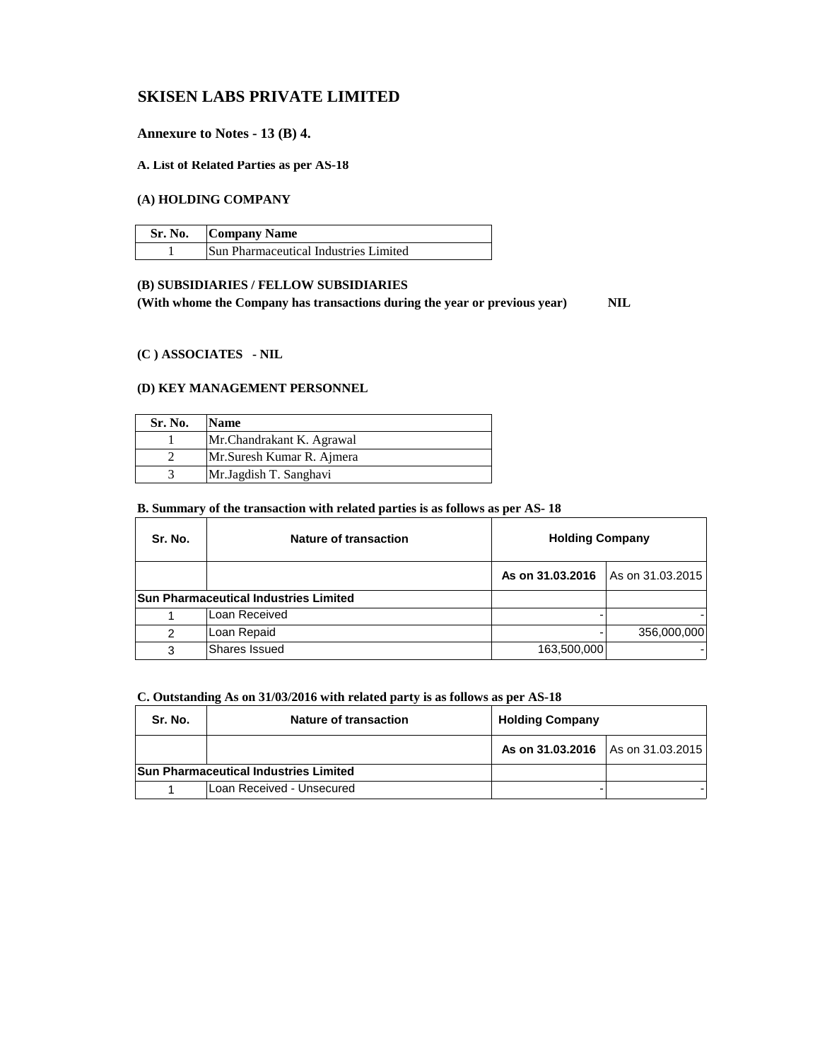# SKISEN LABS PRIVATE LIMITED

## Annexure to Notes - 13 (B) 4.

**A. List of Related Parties as per AS-18**

**(A) HOLDING COMPANY**

| Sr. No. | Company Name |
|---|---|
| 1 | Sun Pharmaceutical Industries Limited |

**(B) SUBSIDIARIES / FELLOW SUBSIDIARIES**

**(With whome the Company has transactions during the year or previous year) NIL**

**(C ) ASSOCIATES - NIL**

**(D) KEY MANAGEMENT PERSONNEL**

| Sr. No. | Name |
|---|---|
| 1 | Mr.Chandrakant K. Agrawal |
| 2 | Mr.Suresh Kumar R. Ajmera |
| 3 | Mr.Jagdish T. Sanghavi |

**B. Summary of the transaction with related parties is as follows as per AS- 18**

| Sr. No. | Nature of transaction | Holding Company | |
|---|---|---|---|
| | | **As on 31.03.2016** | As on 31.03.2015 |
| **Sun Pharmaceutical Industries Limited** | | | |
| 1 | Loan Received | - | - |
| 2 | Loan Repaid | - | 356,000,000 |
| 3 | Shares Issued | 163,500,000 | - |

**C. Outstanding As on 31/03/2016 with related party is as follows as per AS-18**

| Sr. No. | Nature of transaction | Holding Company | |
|---|---|---|---|
| | | **As on 31.03.2016** | As on 31.03.2015 |
| **Sun Pharmaceutical Industries Limited** | | | |
| 1 | Loan Received - Unsecured | - | - |